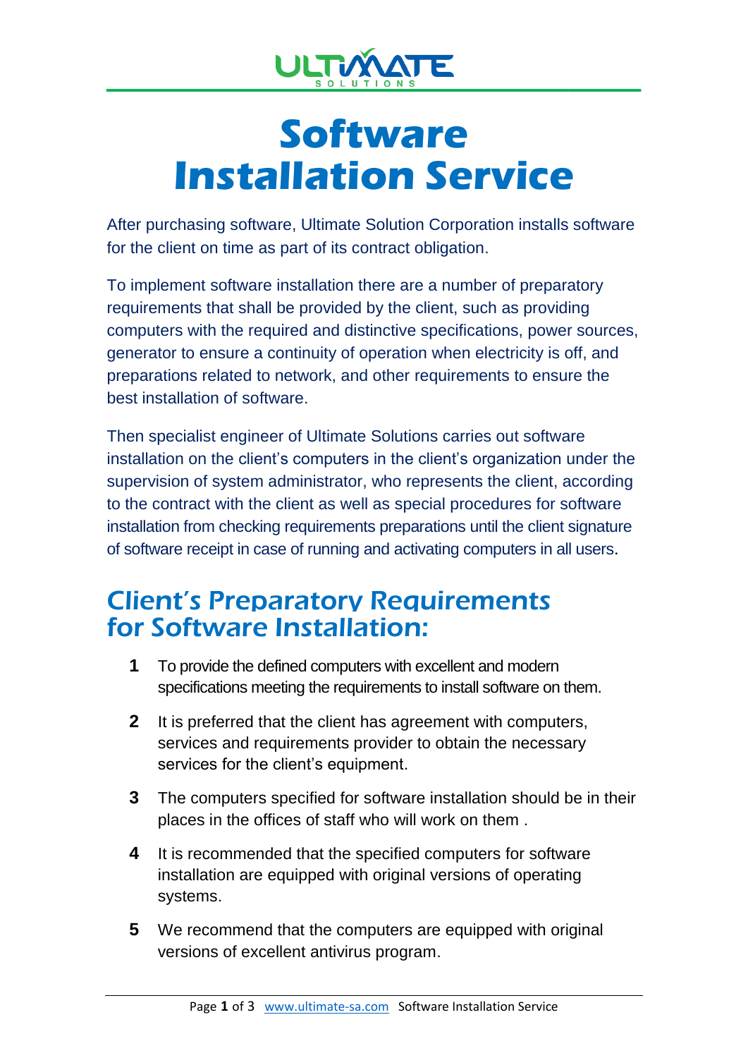ULTIMATE SOLUTIONS

# Software Installation Service

After purchasing software, Ultimate Solution Corporation installs software for the client on time as part of its contract obligation.

To implement software installation there are a number of preparatory requirements that shall be provided by the client, such as providing computers with the required and distinctive specifications, power sources, generator to ensure a continuity of operation when electricity is off, and preparations related to network, and other requirements to ensure the best installation of software.

Then specialist engineer of Ultimate Solutions carries out software installation on the client's computers in the client's organization under the supervision of system administrator, who represents the client, according to the contract with the client as well as special procedures for software installation from checking requirements preparations until the client signature of software receipt in case of running and activating computers in all users.

## Client's Preparatory Requirements for Software Installation:

1. To provide the defined computers with excellent and modern specifications meeting the requirements to install software on them.
2. It is preferred that the client has agreement with computers, services and requirements provider to obtain the necessary services for the client's equipment.
3. The computers specified for software installation should be in their places in the offices of staff who will work on them .
4. It is recommended that the specified computers for software installation are equipped with original versions of operating systems.
5. We recommend that the computers are equipped with original versions of excellent antivirus program.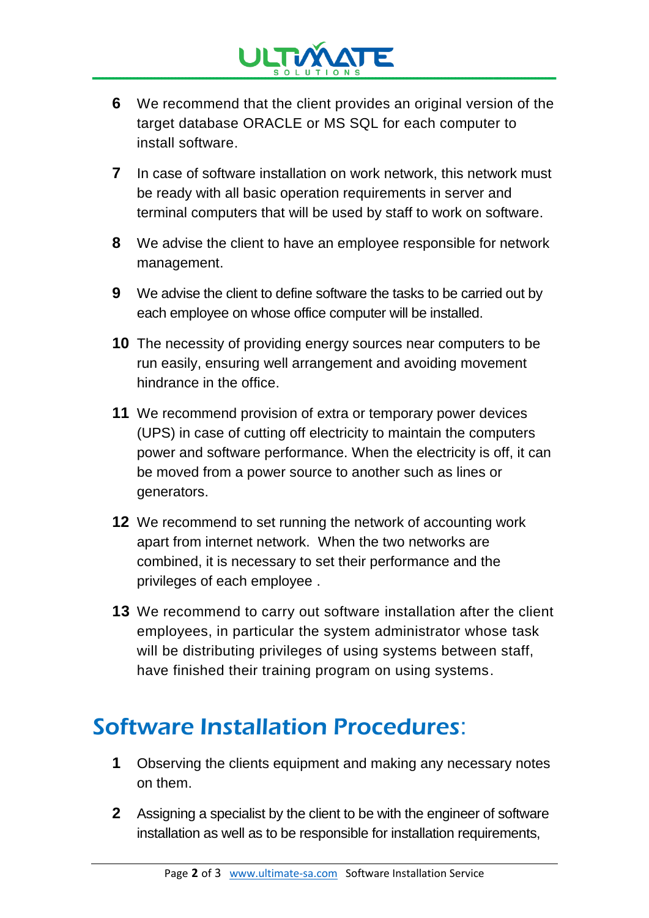6. We recommend that the client provides an original version of the target database ORACLE or MS SQL for each computer to install software.
7. In case of software installation on work network, this network must be ready with all basic operation requirements in server and terminal computers that will be used by staff to work on software.
8. We advise the client to have an employee responsible for network management.
9. We advise the client to define software the tasks to be carried out by each employee on whose office computer will be installed.
10. The necessity of providing energy sources near computers to be run easily, ensuring well arrangement and avoiding movement hindrance in the office.
11. We recommend provision of extra or temporary power devices (UPS) in case of cutting off electricity to maintain the computers power and software performance. When the electricity is off, it can be moved from a power source to another such as lines or generators.
12. We recommend to set running the network of accounting work apart from internet network. When the two networks are combined, it is necessary to set their performance and the privileges of each employee .
13. We recommend to carry out software installation after the client employees, in particular the system administrator whose task will be distributing privileges of using systems between staff, have finished their training program on using systems.

## Software Installation Procedures:

1. Observing the clients equipment and making any necessary notes on them.
2. Assigning a specialist by the client to be with the engineer of software installation as well as to be responsible for installation requirements,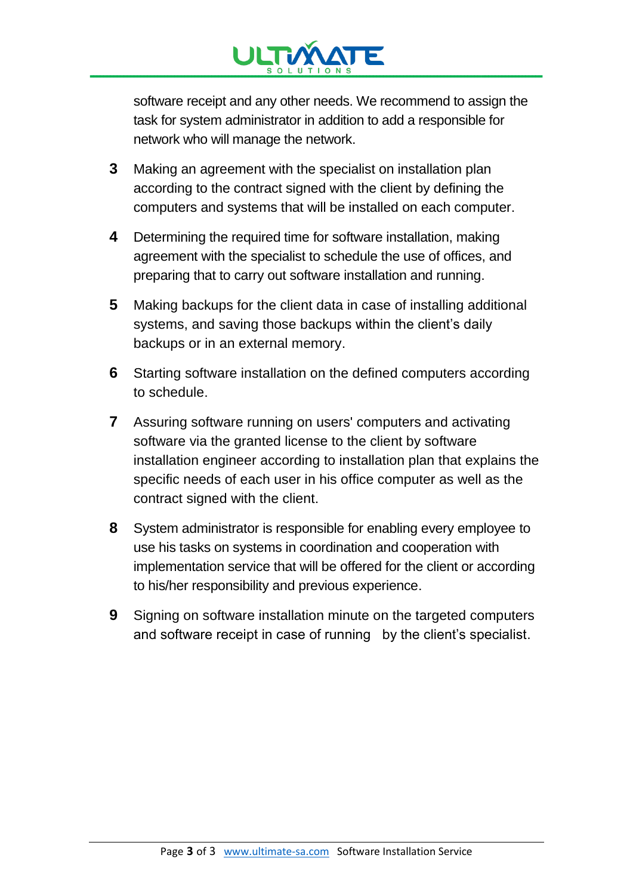software receipt and any other needs. We recommend to assign the task for system administrator in addition to add a responsible for network who will manage the network.

3. Making an agreement with the specialist on installation plan according to the contract signed with the client by defining the computers and systems that will be installed on each computer.
4. Determining the required time for software installation, making agreement with the specialist to schedule the use of offices, and preparing that to carry out software installation and running.
5. Making backups for the client data in case of installing additional systems, and saving those backups within the client's daily backups or in an external memory.
6. Starting software installation on the defined computers according to schedule.
7. Assuring software running on users' computers and activating software via the granted license to the client by software installation engineer according to installation plan that explains the specific needs of each user in his office computer as well as the contract signed with the client.
8. System administrator is responsible for enabling every employee to use his tasks on systems in coordination and cooperation with implementation service that will be offered for the client or according to his/her responsibility and previous experience.
9. Signing on software installation minute on the targeted computers and software receipt in case of running by the client's specialist.